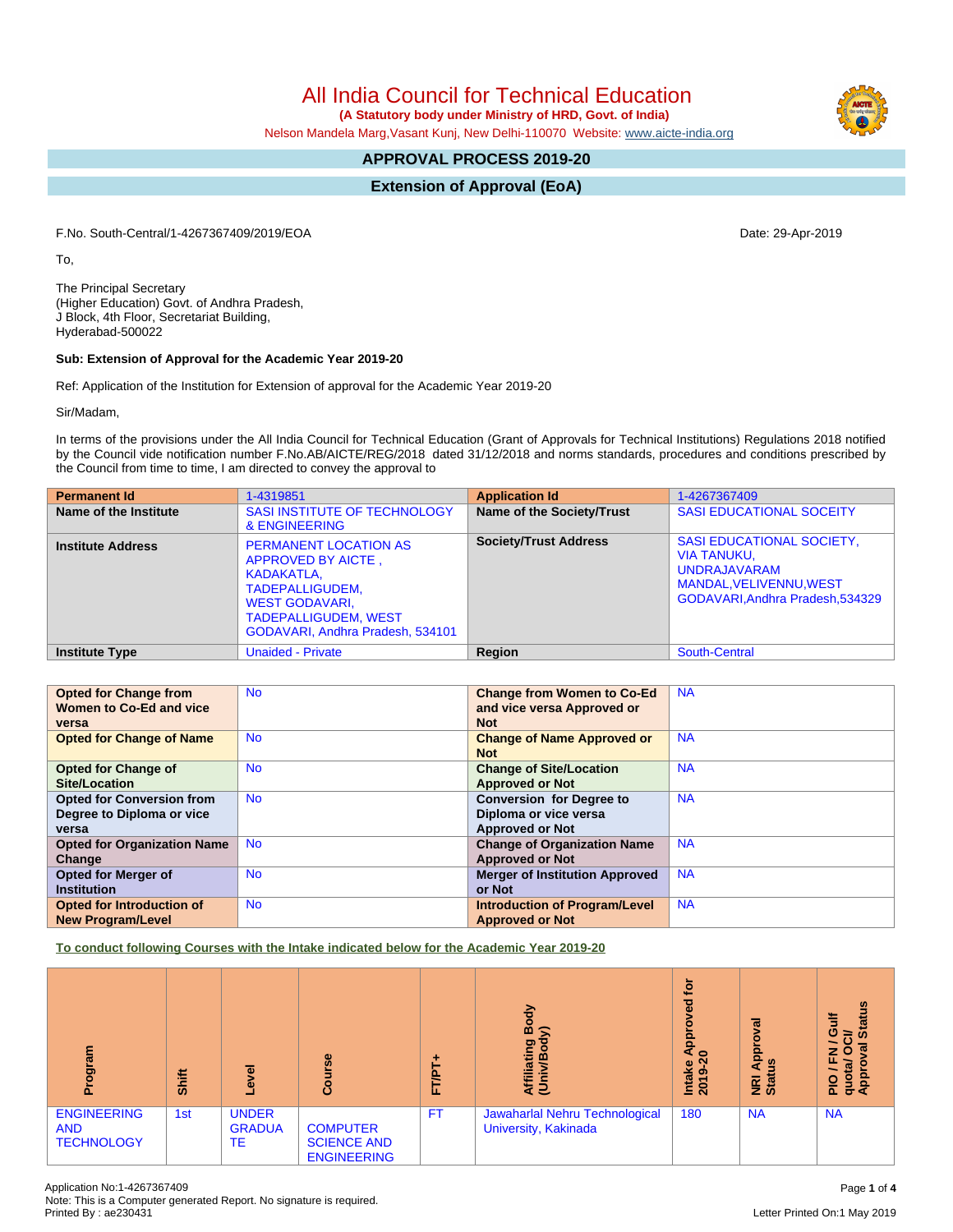# All India Council for Technical Education

**(A Statutory body under Ministry of HRD, Govt. of India)**

Nelson Mandela Marg,Vasant Kunj, New Delhi-110070 Website: www.aicte-india.org

## APPROVAL PROCESS 2019-20

## Extension of Approval (EoA)

F.No. South-Central/1-4267367409/2019/EOA

Date: 29-Apr-2019

To,

The Principal Secretary
(Higher Education) Govt. of Andhra Pradesh,
J Block, 4th Floor, Secretariat Building,
Hyderabad-500022

**Sub: Extension of Approval for the Academic Year 2019-20**

Ref: Application of the Institution for Extension of approval for the Academic Year 2019-20

Sir/Madam,

In terms of the provisions under the All India Council for Technical Education (Grant of Approvals for Technical Institutions) Regulations 2018 notified by the Council vide notification number F.No.AB/AICTE/REG/2018 dated 31/12/2018 and norms standards, procedures and conditions prescribed by the Council from time to time, I am directed to convey the approval to

| **Permanent Id** | 1-4319851 | **Application Id** | 1-4267367409 |
|---|---|---|---|
| **Name of the Institute** | SASI INSTITUTE OF TECHNOLOGY & ENGINEERING | **Name of the Society/Trust** | SASI EDUCATIONAL SOCEITY |
| **Institute Address** | PERMANENT LOCATION AS APPROVED BY AICTE , KADAKATLA, TADEPALLIGUDEM, WEST GODAVARI, TADEPALLIGUDEM, WEST GODAVARI, Andhra Pradesh, 534101 | **Society/Trust Address** | SASI EDUCATIONAL SOCIETY, VIA TANUKU, UNDRAJAVARAM MANDAL,VELIVENNU,WEST GODAVARI,Andhra Pradesh,534329 |
| **Institute Type** | Unaided - Private | **Region** | South-Central |

| **Opted for Change from Women to Co-Ed and vice versa** | No | **Change from Women to Co-Ed and vice versa Approved or Not** | NA |
|---|---|---|---|
| **Opted for Change of Name** | No | **Change of Name Approved or Not** | NA |
| **Opted for Change of Site/Location** | No | **Change of Site/Location Approved or Not** | NA |
| **Opted for Conversion from Degree to Diploma or vice versa** | No | **Conversion for Degree to Diploma or vice versa Approved or Not** | NA |
| **Opted for Organization Name Change** | No | **Change of Organization Name Approved or Not** | NA |
| **Opted for Merger of Institution** | No | **Merger of Institution Approved or Not** | NA |
| **Opted for Introduction of New Program/Level** | No | **Introduction of Program/Level Approved or Not** | NA |

**To conduct following Courses with the Intake indicated below for the Academic Year 2019-20**

| Program | Shift | Level | Course | FT/PT+ | Affiliating Body (Univ/Body) | Intake Approved for 2019-20 | NRI Approval Status | PIO / FN / Gulf quota/ OCI/ Approval Status |
|---|---|---|---|---|---|---|---|---|
| ENGINEERING AND TECHNOLOGY | 1st | UNDER GRADUATE | COMPUTER SCIENCE AND ENGINEERING | FT | Jawaharlal Nehru Technological University, Kakinada | 180 | NA | NA |

Application No:1-4267367409
Note: This is a Computer generated Report. No signature is required.
Printed By : ae230431

Letter Printed On:1 May 2019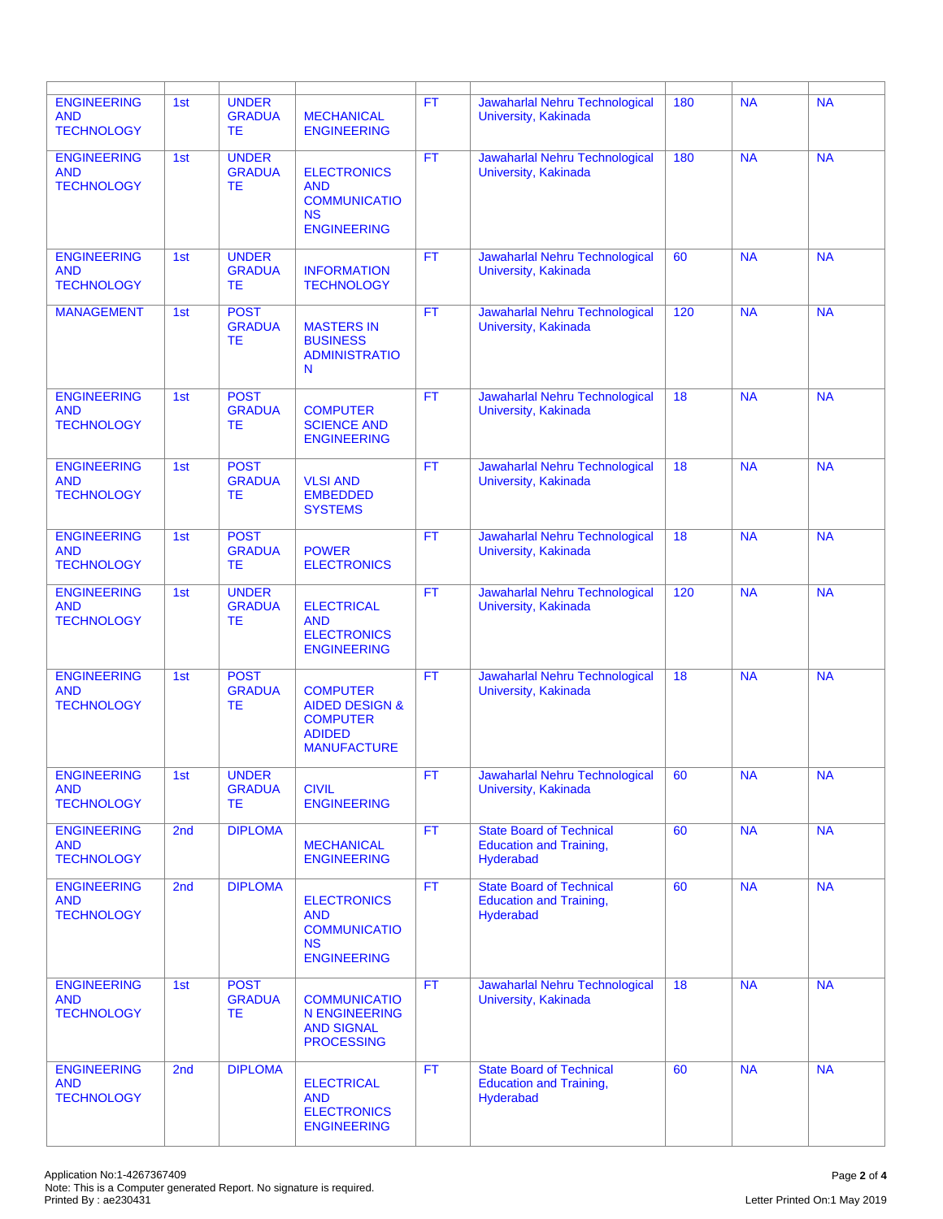| | | | | | | | | |
|---|---|---|---|---|---|---|---|---|
| ENGINEERING AND TECHNOLOGY | 1st | UNDER GRADUATE | MECHANICAL ENGINEERING | FT | Jawaharlal Nehru Technological University, Kakinada | 180 | NA | NA |
| ENGINEERING AND TECHNOLOGY | 1st | UNDER GRADUATE | ELECTRONICS AND COMMUNICATIONS ENGINEERING | FT | Jawaharlal Nehru Technological University, Kakinada | 180 | NA | NA |
| ENGINEERING AND TECHNOLOGY | 1st | UNDER GRADUATE | INFORMATION TECHNOLOGY | FT | Jawaharlal Nehru Technological University, Kakinada | 60 | NA | NA |
| MANAGEMENT | 1st | POST GRADUATE | MASTERS IN BUSINESS ADMINISTRATION | FT | Jawaharlal Nehru Technological University, Kakinada | 120 | NA | NA |
| ENGINEERING AND TECHNOLOGY | 1st | POST GRADUATE | COMPUTER SCIENCE AND ENGINEERING | FT | Jawaharlal Nehru Technological University, Kakinada | 18 | NA | NA |
| ENGINEERING AND TECHNOLOGY | 1st | POST GRADUATE | VLSI AND EMBEDDED SYSTEMS | FT | Jawaharlal Nehru Technological University, Kakinada | 18 | NA | NA |
| ENGINEERING AND TECHNOLOGY | 1st | POST GRADUATE | POWER ELECTRONICS | FT | Jawaharlal Nehru Technological University, Kakinada | 18 | NA | NA |
| ENGINEERING AND TECHNOLOGY | 1st | UNDER GRADUATE | ELECTRICAL AND ELECTRONICS ENGINEERING | FT | Jawaharlal Nehru Technological University, Kakinada | 120 | NA | NA |
| ENGINEERING AND TECHNOLOGY | 1st | POST GRADUATE | COMPUTER AIDED DESIGN & COMPUTER ADIDED MANUFACTURE | FT | Jawaharlal Nehru Technological University, Kakinada | 18 | NA | NA |
| ENGINEERING AND TECHNOLOGY | 1st | UNDER GRADUATE | CIVIL ENGINEERING | FT | Jawaharlal Nehru Technological University, Kakinada | 60 | NA | NA |
| ENGINEERING AND TECHNOLOGY | 2nd | DIPLOMA | MECHANICAL ENGINEERING | FT | State Board of Technical Education and Training, Hyderabad | 60 | NA | NA |
| ENGINEERING AND TECHNOLOGY | 2nd | DIPLOMA | ELECTRONICS AND COMMUNICATIONS ENGINEERING | FT | State Board of Technical Education and Training, Hyderabad | 60 | NA | NA |
| ENGINEERING AND TECHNOLOGY | 1st | POST GRADUATE | COMMUNICATION ENGINEERING AND SIGNAL PROCESSING | FT | Jawaharlal Nehru Technological University, Kakinada | 18 | NA | NA |
| ENGINEERING AND TECHNOLOGY | 2nd | DIPLOMA | ELECTRICAL AND ELECTRONICS ENGINEERING | FT | State Board of Technical Education and Training, Hyderabad | 60 | NA | NA |

Application No:1-4267367409
Note: This is a Computer generated Report. No signature is required.
Printed By : ae230431

Letter Printed On:1 May 2019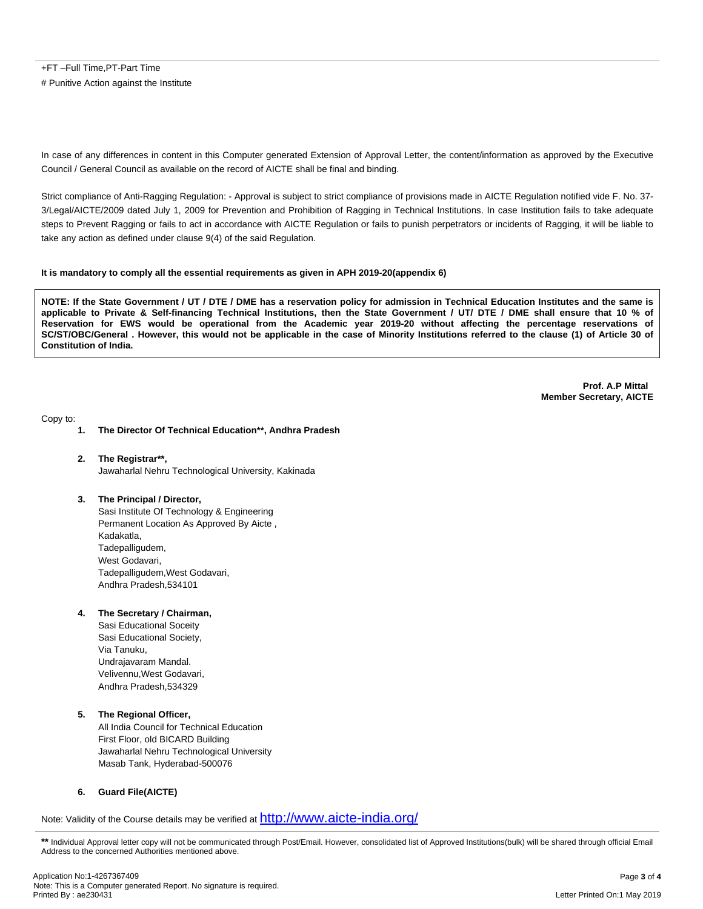+FT –Full Time,PT-Part Time

# Punitive Action against the Institute

In case of any differences in content in this Computer generated Extension of Approval Letter, the content/information as approved by the Executive Council / General Council as available on the record of AICTE shall be final and binding.

Strict compliance of Anti-Ragging Regulation: - Approval is subject to strict compliance of provisions made in AICTE Regulation notified vide F. No. 37-3/Legal/AICTE/2009 dated July 1, 2009 for Prevention and Prohibition of Ragging in Technical Institutions. In case Institution fails to take adequate steps to Prevent Ragging or fails to act in accordance with AICTE Regulation or fails to punish perpetrators or incidents of Ragging, it will be liable to take any action as defined under clause 9(4) of the said Regulation.

**It is mandatory to comply all the essential requirements as given in APH 2019-20(appendix 6)**

**NOTE: If the State Government / UT / DTE / DME has a reservation policy for admission in Technical Education Institutes and the same is applicable to Private & Self-financing Technical Institutions, then the State Government / UT/ DTE / DME shall ensure that 10 % of Reservation for EWS would be operational from the Academic year 2019-20 without affecting the percentage reservations of SC/ST/OBC/General . However, this would not be applicable in the case of Minority Institutions referred to the clause (1) of Article 30 of Constitution of India.**

**Prof. A.P Mittal**
**Member Secretary, AICTE**

Copy to:

1. **The Director Of Technical Education**, Andhra Pradesh**

2. **The Registrar**,**
   Jawaharlal Nehru Technological University, Kakinada

3. **The Principal / Director,**
   Sasi Institute Of Technology & Engineering
   Permanent Location As Approved By Aicte ,
   Kadakatla,
   Tadepalligudem,
   West Godavari,
   Tadepalligudem,West Godavari,
   Andhra Pradesh,534101

4. **The Secretary / Chairman,**
   Sasi Educational Soceity
   Sasi Educational Society,
   Via Tanuku,
   Undrajavaram Mandal.
   Velivennu,West Godavari,
   Andhra Pradesh,534329

5. **The Regional Officer,**
   All India Council for Technical Education
   First Floor, old BICARD Building
   Jawaharlal Nehru Technological University
   Masab Tank, Hyderabad-500076

6. **Guard File(AICTE)**

Note: Validity of the Course details may be verified at http://www.aicte-india.org/

** Individual Approval letter copy will not be communicated through Post/Email. However, consolidated list of Approved Institutions(bulk) will be shared through official Email Address to the concerned Authorities mentioned above.

Application No:1-4267367409
Note: This is a Computer generated Report. No signature is required.
Printed By : ae230431

Letter Printed On:1 May 2019